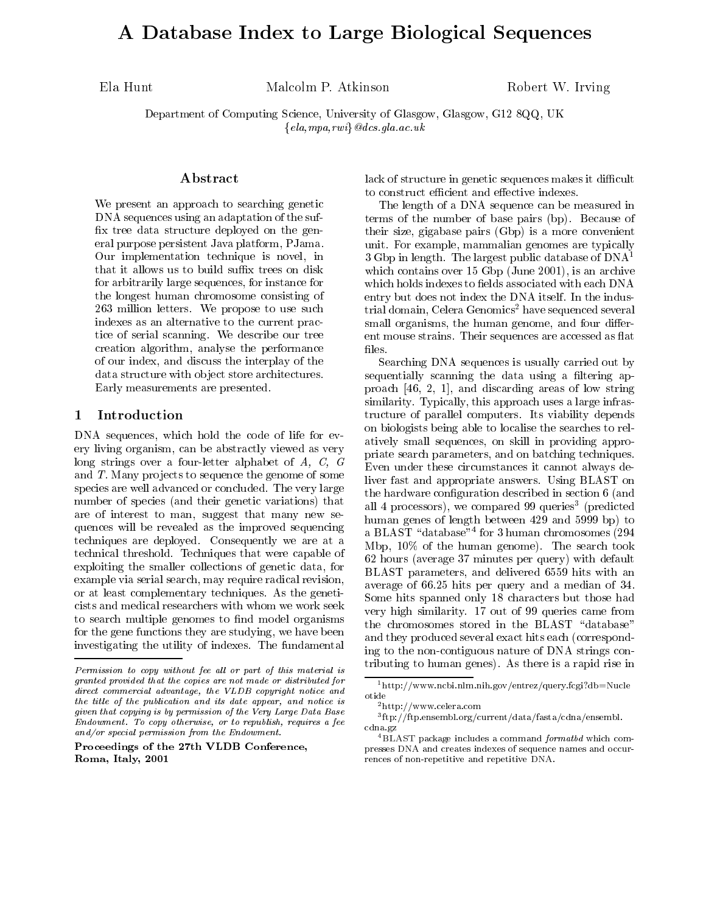# A Database Index to Large Biological Sequences

Ela Hunt Malcolm P. Atkinson Robert W. Irving

Department of Computing Science, University of Glasgow, Glasgow, G12 8QQ, UK
{*ela,mpa,rwi*}*@dcs.gla.ac.uk*

## Abstract

We present an approach to searching genetic DNA sequences using an adaptation of the suffix tree data structure deployed on the general purpose persistent Java platform, PJama. Our implementation technique is novel, in that it allows us to build suffix trees on disk for arbitrarily large sequences, for instance for the longest human chromosome consisting of 263 million letters. We propose to use such indexes as an alternative to the current practice of serial scanning. We describe our tree creation algorithm, analyse the performance of our index, and discuss the interplay of the data structure with object store architectures. Early measurements are presented.

## 1 Introduction

DNA sequences, which hold the code of life for every living organism, can be abstractly viewed as very long strings over a four-letter alphabet of *A, C, G* and *T*. Many projects to sequence the genome of some species are well advanced or concluded. The very large number of species (and their genetic variations) that are of interest to man, suggest that many new sequences will be revealed as the improved sequencing techniques are deployed. Consequently we are at a technical threshold. Techniques that were capable of exploiting the smaller collections of genetic data, for example via serial search, may require radical revision, or at least complementary techniques. As the geneticists and medical researchers with whom we work seek to search multiple genomes to find model organisms for the gene functions they are studying, we have been investigating the utility of indexes. The fundamental lack of structure in genetic sequences makes it difficult to construct efficient and effective indexes.

The length of a DNA sequence can be measured in terms of the number of base pairs (bp). Because of their size, gigabase pairs (Gbp) is a more convenient unit. For example, mammalian genomes are typically 3 Gbp in length. The largest public database of DNA[1] which contains over 15 Gbp (June 2001), is an archive which holds indexes to fields associated with each DNA entry but does not index the DNA itself. In the industrial domain, Celera Genomics[2] have sequenced several small organisms, the human genome, and four different mouse strains. Their sequences are accessed as flat files.

Searching DNA sequences is usually carried out by sequentially scanning the data using a filtering approach [46, 2, 1], and discarding areas of low string similarity. Typically, this approach uses a large infrastructure of parallel computers. Its viability depends on biologists being able to localise the searches to relatively small sequences, on skill in providing appropriate search parameters, and on batching techniques. Even under these circumstances it cannot always deliver fast and appropriate answers. Using BLAST on the hardware configuration described in section 6 (and all 4 processors), we compared 99 queries[3] (predicted human genes of length between 429 and 5999 bp) to a BLAST "database"[4] for 3 human chromosomes (294 Mbp, 10% of the human genome). The search took 62 hours (average 37 minutes per query) with default BLAST parameters, and delivered 6559 hits with an average of 66.25 hits per query and a median of 34. Some hits spanned only 18 characters but those had very high similarity. 17 out of 99 queries came from the chromosomes stored in the BLAST "database" and they produced several exact hits each (corresponding to the non-contiguous nature of DNA strings contributing to human genes). As there is a rapid rise in

---

*Permission to copy without fee all or part of this material is granted provided that the copies are not made or distributed for direct commercial advantage, the VLDB copyright notice and the title of the publication and its date appear, and notice is given that copying is by permission of the Very Large Data Base Endowment. To copy otherwise, or to republish, requires a fee and/or special permission from the Endowment.*

**Proceedings of the 27th VLDB Conference, Roma, Italy, 2001**

[1] http://www.ncbi.nlm.nih.gov/entrez/query.fcgi?db=Nucleotide

[2] http://www.celera.com

[3] ftp://ftp.ensembl.org/current/data/fasta/cdna/ensembl.cdna.gz

[4] BLAST package includes a command *formatdb* which compresses DNA and creates indexes of sequence names and occurrences of non-repetitive and repetitive DNA.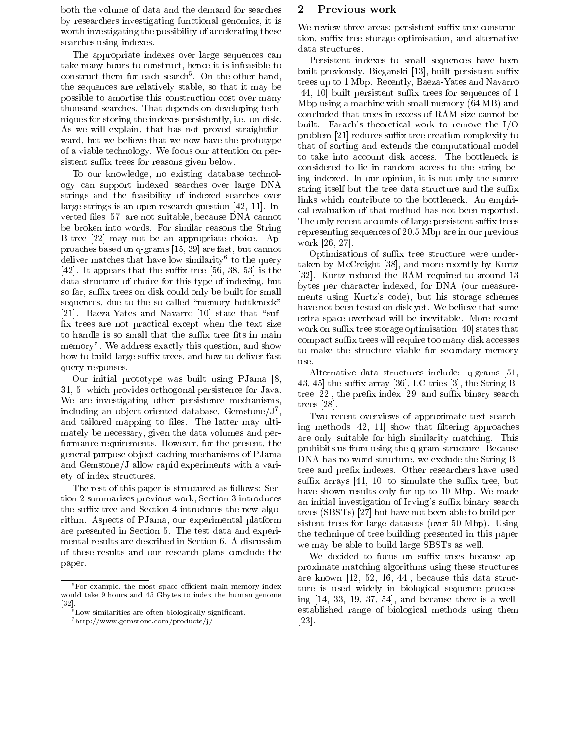both the volume of data and the demand for searches by researchers investigating functional genomics, it is worth investigating the possibility of accelerating these searches using indexes.

The appropriate indexes over large sequences can take many hours to construct, hence it is infeasible to construct them for each search[5]. On the other hand, the sequences are relatively stable, so that it may be possible to amortise this construction cost over many thousand searches. That depends on developing techniques for storing the indexes persistently, i.e. on disk. As we will explain, that has not proved straightforward, but we believe that we now have the prototype of a viable technology. We focus our attention on persistent suffix trees for reasons given below.

To our knowledge, no existing database technology can support indexed searches over large DNA strings and the feasibility of indexed searches over large strings is an open research question [42, 11]. Inverted files [57] are not suitable, because DNA cannot be broken into words. For similar reasons the String B-tree [22] may not be an appropriate choice. Approaches based on q-grams [15, 39] are fast, but cannot deliver matches that have low similarity[6] to the query [42]. It appears that the suffix tree [56, 38, 53] is the data structure of choice for this type of indexing, but so far, suffix trees on disk could only be built for small sequences, due to the so-called "memory bottleneck" [21]. Baeza-Yates and Navarro [10] state that "suffix trees are not practical except when the text size to handle is so small that the suffix tree fits in main memory". We address exactly this question, and show how to build large suffix trees, and how to deliver fast query responses.

Our initial prototype was built using PJama [8, 31, 5] which provides orthogonal persistence for Java. We are investigating other persistence mechanisms, including an object-oriented database, Gemstone/J[7], and tailored mapping to files. The latter may ultimately be necessary, given the data volumes and performance requirements. However, for the present, the general purpose object-caching mechanisms of PJama and Gemstone/J allow rapid experiments with a variety of index structures.

The rest of this paper is structured as follows: Section 2 summarises previous work, Section 3 introduces the suffix tree and Section 4 introduces the new algorithm. Aspects of PJama, our experimental platform are presented in Section 5. The test data and experimental results are described in Section 6. A discussion of these results and our research plans conclude the paper.

[5] For example, the most space efficient main-memory index would take 9 hours and 45 Gbytes to index the human genome [32].

[6] Low similarities are often biologically significant.

[7] http://www.gemstone.com/products/j/

## 2 Previous work

We review three areas: persistent suffix tree construction, suffix tree storage optimisation, and alternative data structures.

Persistent indexes to small sequences have been built previously. Bieganski [13], built persistent suffix trees up to 1 Mbp. Recently, Baeza-Yates and Navarro [44, 10] built persistent suffix trees for sequences of 1 Mbp using a machine with small memory (64 MB) and concluded that trees in excess of RAM size cannot be built. Farach's theoretical work to remove the I/O problem [21] reduces suffix tree creation complexity to that of sorting and extends the computational model to take into account disk access. The bottleneck is considered to lie in random access to the string being indexed. In our opinion, it is not only the source string itself but the tree data structure and the suffix links which contribute to the bottleneck. An empirical evaluation of that method has not been reported. The only recent accounts of large persistent suffix trees representing sequences of 20.5 Mbp are in our previous work [26, 27].

Optimisations of suffix tree structure were undertaken by McCreight [38], and more recently by Kurtz [32]. Kurtz reduced the RAM required to around 13 bytes per character indexed, for DNA (our measurements using Kurtz's code), but his storage schemes have not been tested on disk yet. We believe that some extra space overhead will be inevitable. More recent work on suffix tree storage optimisation [40] states that compact suffix trees will require too many disk accesses to make the structure viable for secondary memory use.

Alternative data structures include: q-grams [51, 43, 45] the suffix array [36], LC-tries [3], the String B-tree [22], the prefix index [29] and suffix binary search trees [28].

Two recent overviews of approximate text searching methods [42, 11] show that filtering approaches are only suitable for high similarity matching. This prohibits us from using the q-gram structure. Because DNA has no word structure, we exclude the String B-tree and prefix indexes. Other researchers have used suffix arrays [41, 10] to simulate the suffix tree, but have shown results only for up to 10 Mbp. We made an initial investigation of Irving's suffix binary search trees (SBSTs) [27] but have not been able to build persistent trees for large datasets (over 50 Mbp). Using the technique of tree building presented in this paper we may be able to build large SBSTs as well.

We decided to focus on suffix trees because approximate matching algorithms using these structures are known [12, 52, 16, 44], because this data structure is used widely in biological sequence processing [14, 33, 19, 37, 54], and because there is a well-established range of biological methods using them [23].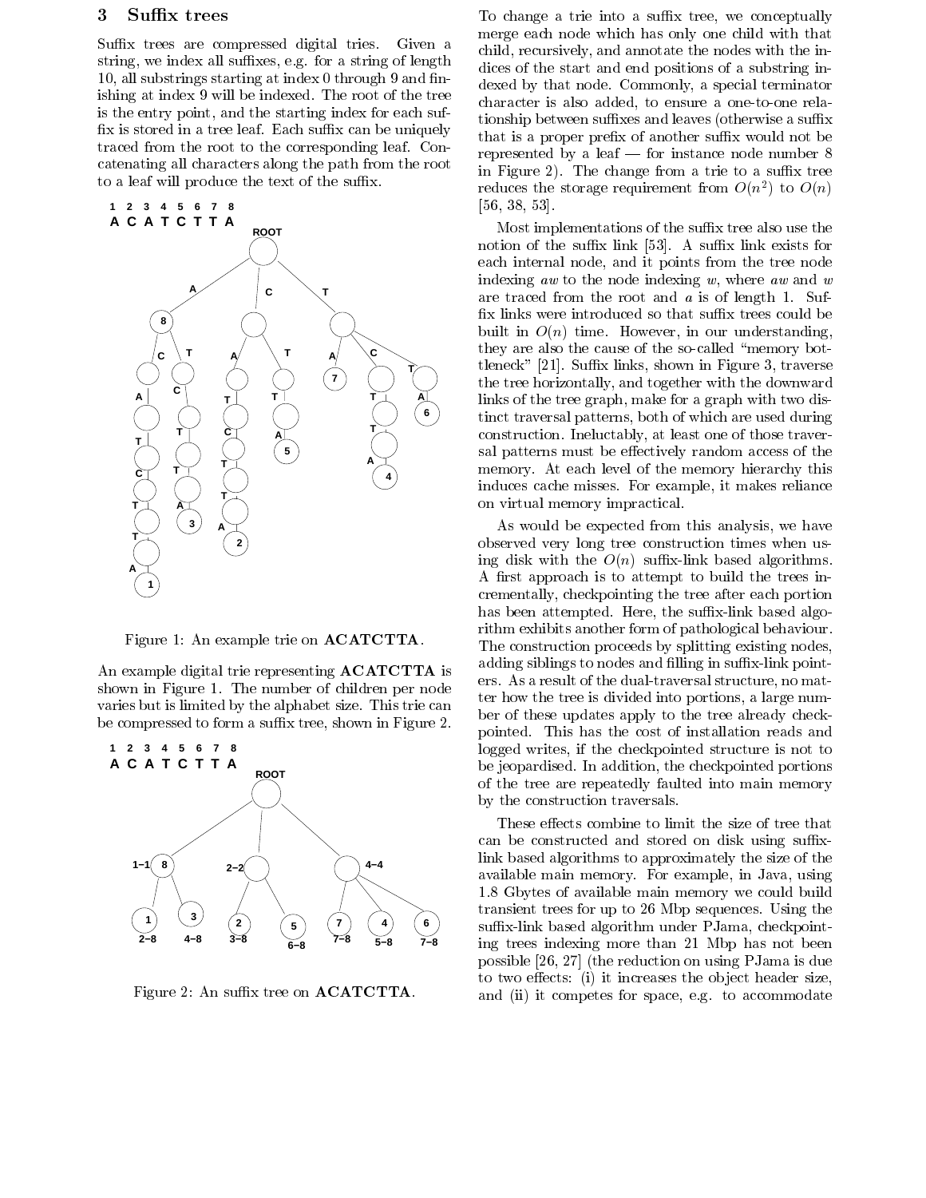## 3 Suffix trees

Suffix trees are compressed digital tries. Given a string, we index all suffixes, e.g. for a string of length 10, all substrings starting at index 0 through 9 and finishing at index 9 will be indexed. The root of the tree is the entry point, and the starting index for each suffix is stored in a tree leaf. Each suffix can be uniquely traced from the root to the corresponding leaf. Concatenating all characters along the path from the root to a leaf will produce the text of the suffix.

Figure 1: An example trie on **ACATCTTA**.

An example digital trie representing **ACATCTTA** is shown in Figure 1. The number of children per node varies but is limited by the alphabet size. This trie can be compressed to form a suffix tree, shown in Figure 2.

Figure 2: An suffix tree on **ACATCTTA**.

To change a trie into a suffix tree, we conceptually merge each node which has only one child with that child, recursively, and annotate the nodes with the indices of the start and end positions of a substring indexed by that node. Commonly, a special terminator character is also added, to ensure a one-to-one relationship between suffixes and leaves (otherwise a suffix that is a proper prefix of another suffix would not be represented by a leaf — for instance node number 8 in Figure 2). The change from a trie to a suffix tree reduces the storage requirement from $O(n^2)$ to $O(n)$ [56, 38, 53].

Most implementations of the suffix tree also use the notion of the suffix link [53]. A suffix link exists for each internal node, and it points from the tree node indexing $aw$ to the node indexing $w$, where $aw$ and $w$ are traced from the root and $a$ is of length 1. Suffix links were introduced so that suffix trees could be built in $O(n)$ time. However, in our understanding, they are also the cause of the so-called "memory bottleneck" [21]. Suffix links, shown in Figure 3, traverse the tree horizontally, and together with the downward links of the tree graph, make for a graph with two distinct traversal patterns, both of which are used during construction. Ineluctably, at least one of those traversal patterns must be effectively random access of the memory. At each level of the memory hierarchy this induces cache misses. For example, it makes reliance on virtual memory impractical.

As would be expected from this analysis, we have observed very long tree construction times when using disk with the $O(n)$ suffix-link based algorithms. A first approach is to attempt to build the trees incrementally, checkpointing the tree after each portion has been attempted. Here, the suffix-link based algorithm exhibits another form of pathological behaviour. The construction proceeds by splitting existing nodes, adding siblings to nodes and filling in suffix-link pointers. As a result of the dual-traversal structure, no matter how the tree is divided into portions, a large number of these updates apply to the tree already checkpointed. This has the cost of installation reads and logged writes, if the checkpointed structure is not to be jeopardised. In addition, the checkpointed portions of the tree are repeatedly faulted into main memory by the construction traversals.

These effects combine to limit the size of tree that can be constructed and stored on disk using suffix-link based algorithms to approximately the size of the available main memory. For example, in Java, using 1.8 Gbytes of available main memory we could build transient trees for up to 26 Mbp sequences. Using the suffix-link based algorithm under PJama, checkpointing trees indexing more than 21 Mbp has not been possible [26, 27] (the reduction on using PJama is due to two effects: (i) it increases the object header size, and (ii) it competes for space, e.g. to accommodate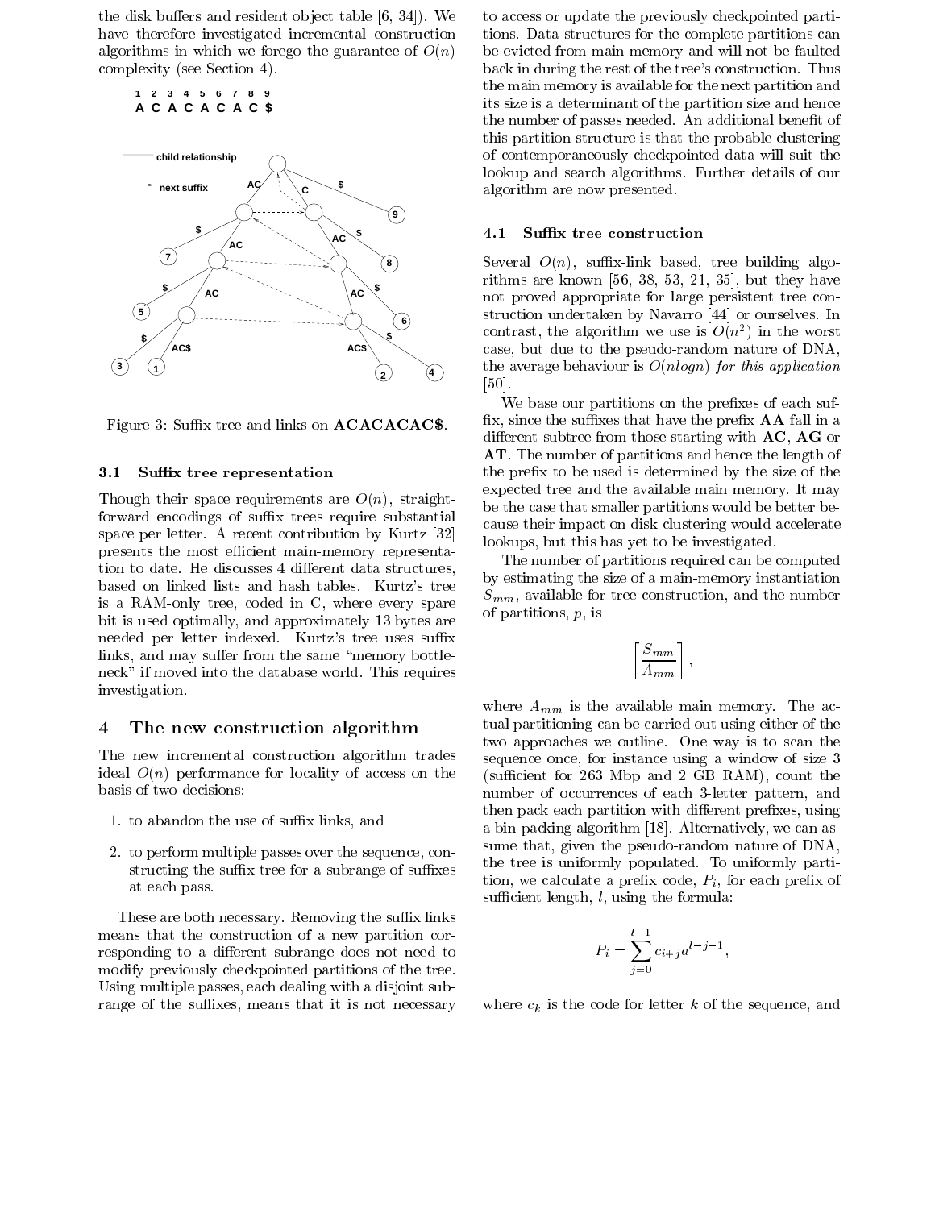the disk buffers and resident object table [6, 34]). We have therefore investigated incremental construction algorithms in which we forego the guarantee of $O(n)$ complexity (see Section 4).

Figure 3: Suffix tree and links on **ACACACAC$**.

### 3.1 Suffix tree representation

Though their space requirements are $O(n)$, straightforward encodings of suffix trees require substantial space per letter. A recent contribution by Kurtz [32] presents the most efficient main-memory representation to date. He discusses 4 different data structures, based on linked lists and hash tables. Kurtz's tree is a RAM-only tree, coded in C, where every spare bit is used optimally, and approximately 13 bytes are needed per letter indexed. Kurtz's tree uses suffix links, and may suffer from the same "memory bottleneck" if moved into the database world. This requires investigation.

## 4 The new construction algorithm

The new incremental construction algorithm trades ideal $O(n)$ performance for locality of access on the basis of two decisions:

1. to abandon the use of suffix links, and
2. to perform multiple passes over the sequence, constructing the suffix tree for a subrange of suffixes at each pass.

These are both necessary. Removing the suffix links means that the construction of a new partition corresponding to a different subrange does not need to modify previously checkpointed partitions of the tree. Using multiple passes, each dealing with a disjoint subrange of the suffixes, means that it is not necessary to access or update the previously checkpointed partitions. Data structures for the complete partitions can be evicted from main memory and will not be faulted back in during the rest of the tree's construction. Thus the main memory is available for the next partition and its size is a determinant of the partition size and hence the number of passes needed. An additional benefit of this partition structure is that the probable clustering of contemporaneously checkpointed data will suit the lookup and search algorithms. Further details of our algorithm are now presented.

### 4.1 Suffix tree construction

Several $O(n)$, suffix-link based, tree building algorithms are known [56, 38, 53, 21, 35], but they have not proved appropriate for large persistent tree construction undertaken by Navarro [44] or ourselves. In contrast, the algorithm we use is $O(n^2)$ in the worst case, but due to the pseudo-random nature of DNA, the average behaviour is $O(n \log n)$ *for this application* [50].

We base our partitions on the prefixes of each suffix, since the suffixes that have the prefix **AA** fall in a different subtree from those starting with **AC**, **AG** or **AT**. The number of partitions and hence the length of the prefix to be used is determined by the size of the expected tree and the available main memory. It may be the case that smaller partitions would be better because their impact on disk clustering would accelerate lookups, but this has yet to be investigated.

The number of partitions required can be computed by estimating the size of a main-memory instantiation $S_{mm}$, available for tree construction, and the number of partitions, $p$, is

$$\left\lceil \frac{S_{mm}}{A_{mm}} \right\rceil,$$

where $A_{mm}$ is the available main memory. The actual partitioning can be carried out using either of the two approaches we outline. One way is to scan the sequence once, for instance using a window of size 3 (sufficient for 263 Mbp and 2 GB RAM), count the number of occurrences of each 3-letter pattern, and then pack each partition with different prefixes, using a bin-packing algorithm [18]. Alternatively, we can assume that, given the pseudo-random nature of DNA, the tree is uniformly populated. To uniformly partition, we calculate a prefix code, $P_i$, for each prefix of sufficient length, $l$, using the formula:

$$P_i = \sum_{j=0}^{l-1} c_{i+j} a^{l-j-1},$$

where $c_k$ is the code for letter $k$ of the sequence, and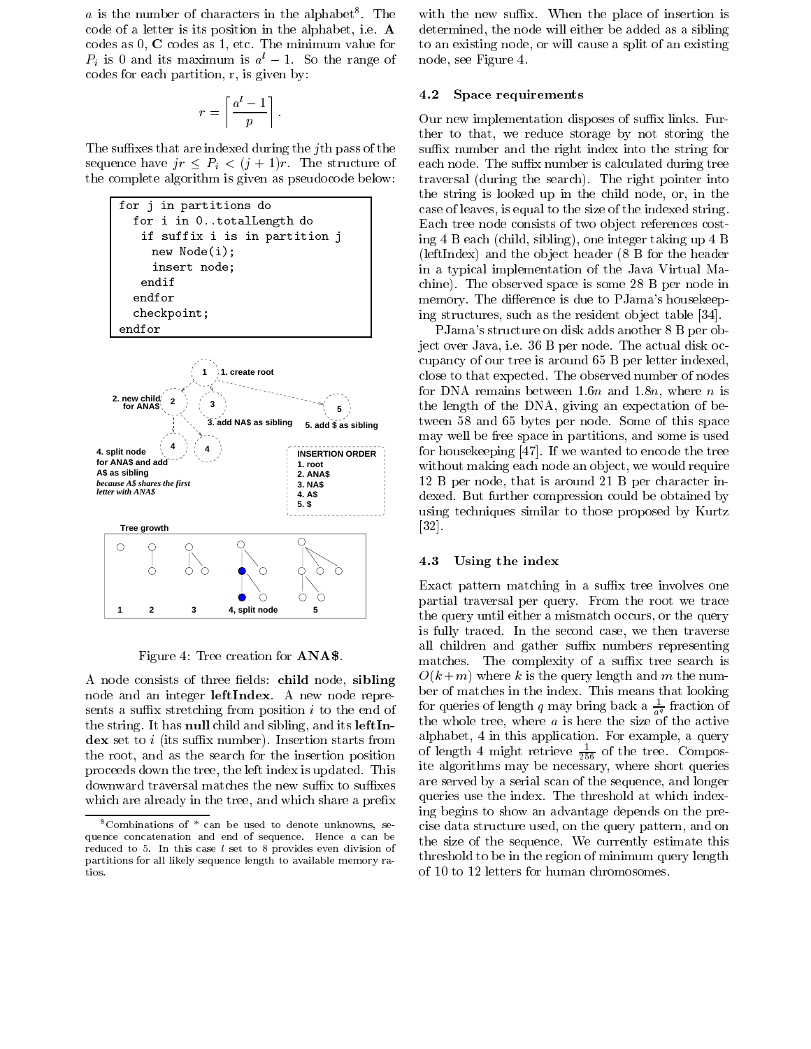$a$ is the number of characters in the alphabet[8]. The code of a letter is its position in the alphabet, i.e. **A** codes as 0, **C** codes as 1, etc. The minimum value for $P_i$ is 0 and its maximum is $a^l - 1$. So the range of codes for each partition, r, is given by:

$$r = \left\lceil \frac{a^l - 1}{p} \right\rceil .$$

The suffixes that are indexed during the $j$th pass of the sequence have $jr \leq P_i < (j+1)r$. The structure of the complete algorithm is given as pseudocode below:

```
for j in partitions do
  for i in 0..totalLength do
   if suffix i is in partition j
     new Node(i);
     insert node;
   endif
  endfor
  checkpoint;
endfor
```

Figure 4: Tree creation for **ANA$**.

A node consists of three fields: **child** node, **sibling** node and an integer **leftIndex**. A new node represents a suffix stretching from position $i$ to the end of the string. It has **null** child and sibling, and its **leftIndex** set to $i$ (its suffix number). Insertion starts from the root, and as the search for the insertion position proceeds down the tree, the left index is updated. This downward traversal matches the new suffix to suffixes which are already in the tree, and which share a prefix with the new suffix. When the place of insertion is determined, the node will either be added as a sibling to an existing node, or will cause a split of an existing node, see Figure 4.

### 4.2 Space requirements

Our new implementation disposes of suffix links. Further to that, we reduce storage by not storing the suffix number and the right index into the string for each node. The suffix number is calculated during tree traversal (during the search). The right pointer into the string is looked up in the child node, or, in the case of leaves, is equal to the size of the indexed string. Each tree node consists of two object references costing 4 B each (child, sibling), one integer taking up 4 B (leftIndex) and the object header (8 B for the header in a typical implementation of the Java Virtual Machine). The observed space is some 28 B per node in memory. The difference is due to PJama's housekeeping structures, such as the resident object table [34].

PJama's structure on disk adds another 8 B per object over Java, i.e. 36 B per node. The actual disk occupancy of our tree is around 65 B per letter indexed, close to that expected. The observed number of nodes for DNA remains between $1.6n$ and $1.8n$, where $n$ is the length of the DNA, giving an expectation of between 58 and 65 bytes per node. Some of this space may well be free space in partitions, and some is used for housekeeping [47]. If we wanted to encode the tree without making each node an object, we would require 12 B per node, that is around 21 B per character indexed. But further compression could be obtained by using techniques similar to those proposed by Kurtz [32].

### 4.3 Using the index

Exact pattern matching in a suffix tree involves one partial traversal per query. From the root we trace the query until either a mismatch occurs, or the query is fully traced. In the second case, we then traverse all children and gather suffix numbers representing matches. The complexity of a suffix tree search is $O(k+m)$ where $k$ is the query length and $m$ the number of matches in the index. This means that looking for queries of length $q$ may bring back a $\frac{1}{a^q}$ fraction of the whole tree, where $a$ is here the size of the active alphabet, 4 in this application. For example, a query of length 4 might retrieve $\frac{1}{256}$ of the tree. Composite algorithms may be necessary, where short queries are served by a serial scan of the sequence, and longer queries use the index. The threshold at which indexing begins to show an advantage depends on the precise data structure used, on the query pattern, and on the size of the sequence. We currently estimate this threshold to be in the region of minimum query length of 10 to 12 letters for human chromosomes.

[8] Combinations of * can be used to denote unknowns, sequence concatenation and end of sequence. Hence $a$ can be reduced to 5. In this case $l$ set to 8 provides even division of partitions for all likely sequence length to available memory ratios.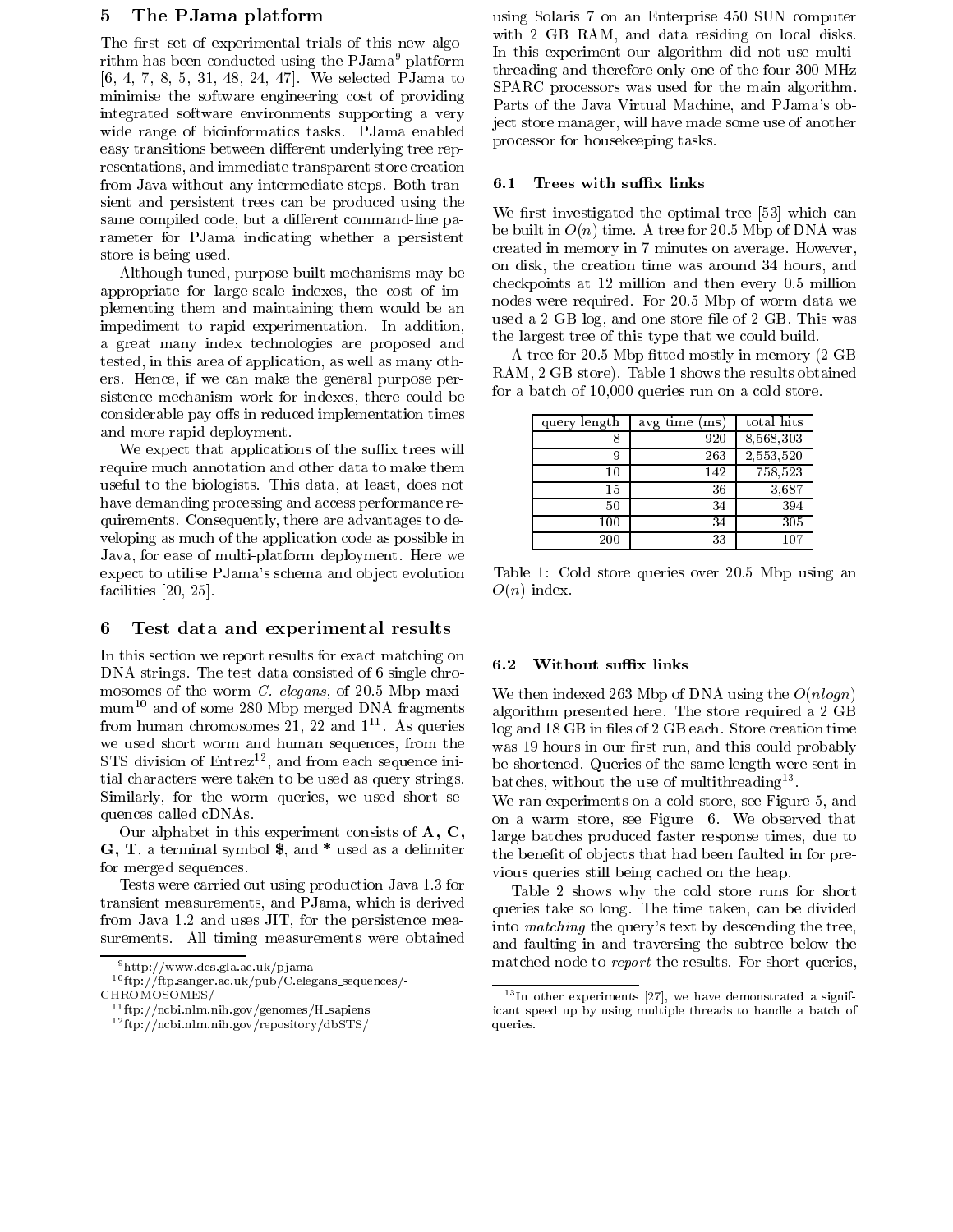## 5 The PJama platform

The first set of experimental trials of this new algorithm has been conducted using the PJama[9] platform [6, 4, 7, 8, 5, 31, 48, 24, 47]. We selected PJama to minimise the software engineering cost of providing integrated software environments supporting a very wide range of bioinformatics tasks. PJama enabled easy transitions between different underlying tree representations, and immediate transparent store creation from Java without any intermediate steps. Both transient and persistent trees can be produced using the same compiled code, but a different command-line parameter for PJama indicating whether a persistent store is being used.

Although tuned, purpose-built mechanisms may be appropriate for large-scale indexes, the cost of implementing them and maintaining them would be an impediment to rapid experimentation. In addition, a great many index technologies are proposed and tested, in this area of application, as well as many others. Hence, if we can make the general purpose persistence mechanism work for indexes, there could be considerable pay offs in reduced implementation times and more rapid deployment.

We expect that applications of the suffix trees will require much annotation and other data to make them useful to the biologists. This data, at least, does not have demanding processing and access performance requirements. Consequently, there are advantages to developing as much of the application code as possible in Java, for ease of multi-platform deployment. Here we expect to utilise PJama's schema and object evolution facilities [20, 25].

## 6 Test data and experimental results

In this section we report results for exact matching on DNA strings. The test data consisted of 6 single chromosomes of the worm *C. elegans*, of 20.5 Mbp maximum[10] and of some 280 Mbp merged DNA fragments from human chromosomes 21, 22 and 1[11]. As queries we used short worm and human sequences, from the STS division of Entrez[12], and from each sequence initial characters were taken to be used as query strings. Similarly, for the worm queries, we used short sequences called cDNAs.

Our alphabet in this experiment consists of **A, C, G, T**, a terminal symbol **$**, and **\*** used as a delimiter for merged sequences.

Tests were carried out using production Java 1.3 for transient measurements, and PJama, which is derived from Java 1.2 and uses JIT, for the persistence measurements. All timing measurements were obtained using Solaris 7 on an Enterprise 450 SUN computer with 2 GB RAM, and data residing on local disks. In this experiment our algorithm did not use multithreading and therefore only one of the four 300 MHz SPARC processors was used for the main algorithm. Parts of the Java Virtual Machine, and PJama's object store manager, will have made some use of another processor for housekeeping tasks.

### 6.1 Trees with suffix links

We first investigated the optimal tree [53] which can be built in $O(n)$ time. A tree for 20.5 Mbp of DNA was created in memory in 7 minutes on average. However, on disk, the creation time was around 34 hours, and checkpoints at 12 million and then every 0.5 million nodes were required. For 20.5 Mbp of worm data we used a 2 GB log, and one store file of 2 GB. This was the largest tree of this type that we could build.

A tree for 20.5 Mbp fitted mostly in memory (2 GB RAM, 2 GB store). Table 1 shows the results obtained for a batch of 10,000 queries run on a cold store.

| query length | avg time (ms) | total hits |
|---|---|---|
| 8 | 920 | 8,568,303 |
| 9 | 263 | 2,553,520 |
| 10 | 142 | 758,523 |
| 15 | 36 | 3,687 |
| 50 | 34 | 394 |
| 100 | 34 | 305 |
| 200 | 33 | 107 |

Table 1: Cold store queries over 20.5 Mbp using an $O(n)$ index.

### 6.2 Without suffix links

We then indexed 263 Mbp of DNA using the $O(n logn)$ algorithm presented here. The store required a 2 GB log and 18 GB in files of 2 GB each. Store creation time was 19 hours in our first run, and this could probably be shortened. Queries of the same length were sent in batches, without the use of multithreading[13].

We ran experiments on a cold store, see Figure 5, and on a warm store, see Figure 6. We observed that large batches produced faster response times, due to the benefit of objects that had been faulted in for previous queries still being cached on the heap.

Table 2 shows why the cold store runs for short queries take so long. The time taken, can be divided into *matching* the query's text by descending the tree, and faulting in and traversing the subtree below the matched node to *report* the results. For short queries,

---

[9] http://www.dcs.gla.ac.uk/pjama

[10] ftp://ftp.sanger.ac.uk/pub/C.elegans_sequences/-CHROMOSOMES/

[11] ftp://ncbi.nlm.nih.gov/genomes/H_sapiens

[12] ftp://ncbi.nlm.nih.gov/repository/dbSTS/

[13] In other experiments [27], we have demonstrated a significant speed up by using multiple threads to handle a batch of queries.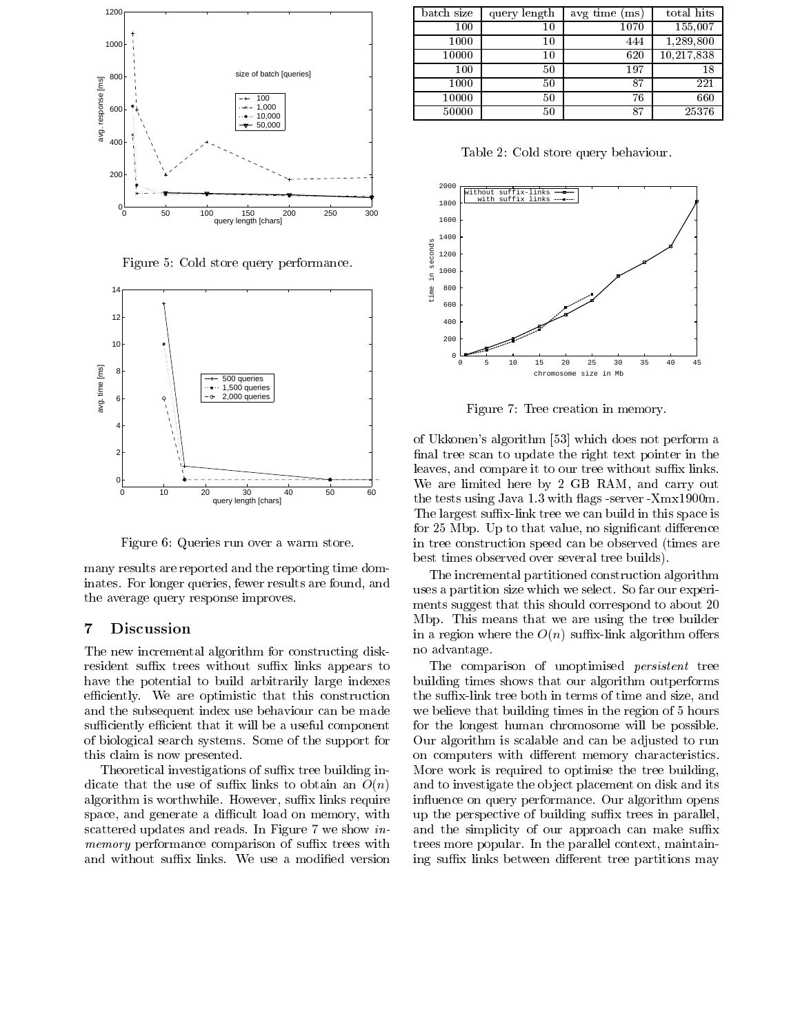Figure 5: Cold store query performance.

Figure 6: Queries run over a warm store.

many results are reported and the reporting time dominates. For longer queries, fewer results are found, and the average query response improves.

## 7 Discussion

The new incremental algorithm for constructing disk-resident suffix trees without suffix links appears to have the potential to build arbitrarily large indexes efficiently. We are optimistic that this construction and the subsequent index use behaviour can be made sufficiently efficient that it will be a useful component of biological search systems. Some of the support for this claim is now presented.

Theoretical investigations of suffix tree building indicate that the use of suffix links to obtain an $O(n)$ algorithm is worthwhile. However, suffix links require space, and generate a difficult load on memory, with scattered updates and reads. In Figure 7 we show *in-memory* performance comparison of suffix trees with and without suffix links. We use a modified version

| batch size | query length | avg time (ms) | total hits |
|---|---|---|---|
| 100 | 10 | 1070 | 155,007 |
| 1000 | 10 | 444 | 1,289,800 |
| 10000 | 10 | 620 | 10,217,838 |
| 100 | 50 | 197 | 18 |
| 1000 | 50 | 87 | 221 |
| 10000 | 50 | 76 | 660 |
| 50000 | 50 | 87 | 25376 |

Table 2: Cold store query behaviour.

Figure 7: Tree creation in memory.

of Ukkonen's algorithm [53] which does not perform a final tree scan to update the right text pointer in the leaves, and compare it to our tree without suffix links. We are limited here by 2 GB RAM, and carry out the tests using Java 1.3 with flags -server -Xmx1900m. The largest suffix-link tree we can build in this space is for 25 Mbp. Up to that value, no significant difference in tree construction speed can be observed (times are best times observed over several tree builds).

The incremental partitioned construction algorithm uses a partition size which we select. So far our experiments suggest that this should correspond to about 20 Mbp. This means that we are using the tree builder in a region where the $O(n)$ suffix-link algorithm offers no advantage.

The comparison of unoptimised *persistent* tree building times shows that our algorithm outperforms the suffix-link tree both in terms of time and size, and we believe that building times in the region of 5 hours for the longest human chromosome will be possible. Our algorithm is scalable and can be adjusted to run on computers with different memory characteristics. More work is required to optimise the tree building, and to investigate the object placement on disk and its influence on query performance. Our algorithm opens up the perspective of building suffix trees in parallel, and the simplicity of our approach can make suffix trees more popular. In the parallel context, maintaining suffix links between different tree partitions may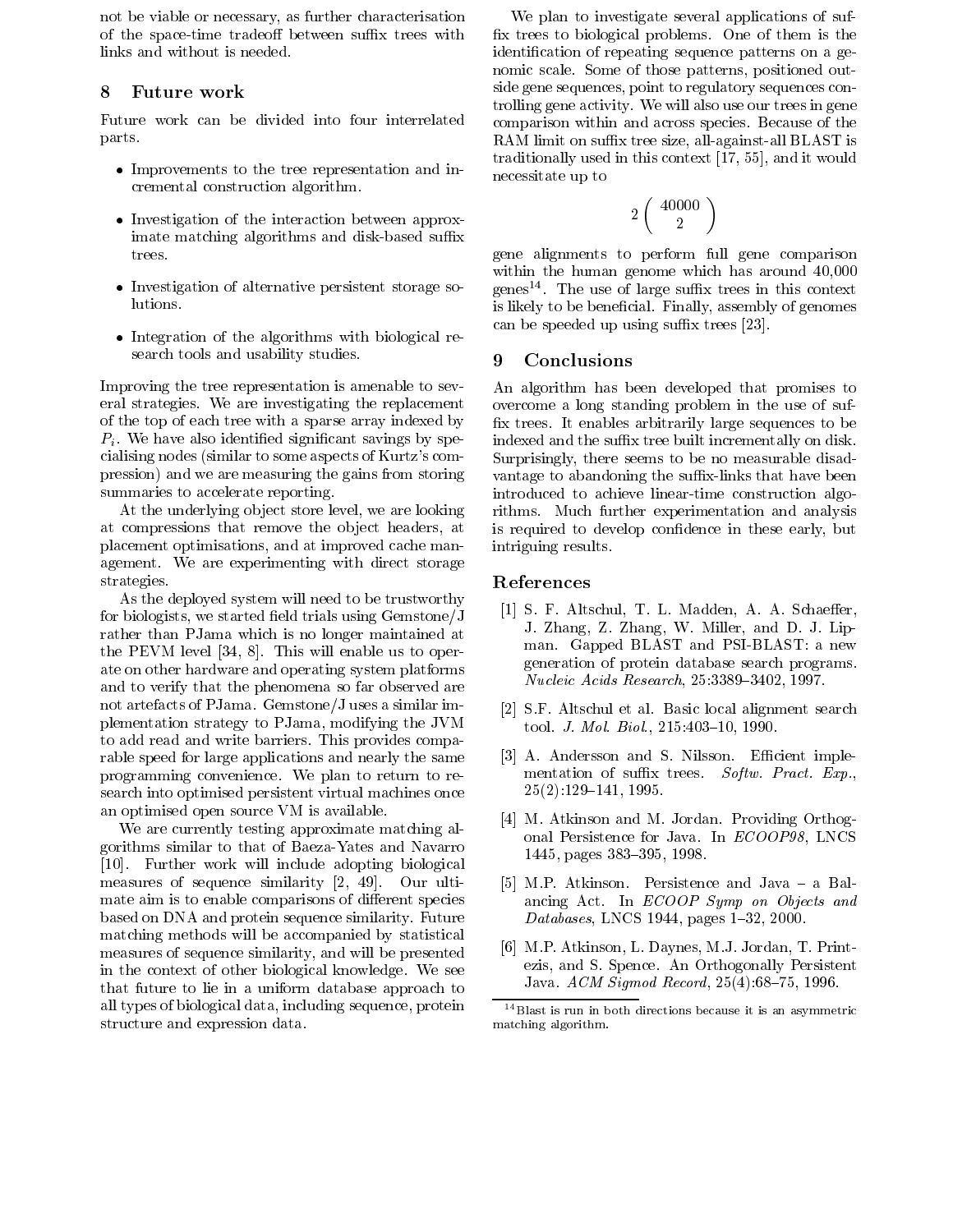not be viable or necessary, as further characterisation of the space-time tradeoff between suffix trees with links and without is needed.

## 8 Future work

Future work can be divided into four interrelated parts.

- Improvements to the tree representation and incremental construction algorithm.
- Investigation of the interaction between approximate matching algorithms and disk-based suffix trees.
- Investigation of alternative persistent storage solutions.
- Integration of the algorithms with biological research tools and usability studies.

Improving the tree representation is amenable to several strategies. We are investigating the replacement of the top of each tree with a sparse array indexed by $P_i$. We have also identified significant savings by specialising nodes (similar to some aspects of Kurtz's compression) and we are measuring the gains from storing summaries to accelerate reporting.

At the underlying object store level, we are looking at compressions that remove the object headers, at placement optimisations, and at improved cache management. We are experimenting with direct storage strategies.

As the deployed system will need to be trustworthy for biologists, we started field trials using Gemstone/J rather than PJama which is no longer maintained at the PEVM level [34, 8]. This will enable us to operate on other hardware and operating system platforms and to verify that the phenomena so far observed are not artefacts of PJama. Gemstone/J uses a similar implementation strategy to PJama, modifying the JVM to add read and write barriers. This provides comparable speed for large applications and nearly the same programming convenience. We plan to return to research into optimised persistent virtual machines once an optimised open source VM is available.

We are currently testing approximate matching algorithms similar to that of Baeza-Yates and Navarro [10]. Further work will include adopting biological measures of sequence similarity [2, 49]. Our ultimate aim is to enable comparisons of different species based on DNA and protein sequence similarity. Future matching methods will be accompanied by statistical measures of sequence similarity, and will be presented in the context of other biological knowledge. We see that future to lie in a uniform database approach to all types of biological data, including sequence, protein structure and expression data.

We plan to investigate several applications of suffix trees to biological problems. One of them is the identification of repeating sequence patterns on a genomic scale. Some of those patterns, positioned outside gene sequences, point to regulatory sequences controlling gene activity. We will also use our trees in gene comparison within and across species. Because of the RAM limit on suffix tree size, all-against-all BLAST is traditionally used in this context [17, 55], and it would necessitate up to

$$2\binom{40000}{2}$$

gene alignments to perform full gene comparison within the human genome which has around 40,000 genes[14]. The use of large suffix trees in this context is likely to be beneficial. Finally, assembly of genomes can be speeded up using suffix trees [23].

## 9 Conclusions

An algorithm has been developed that promises to overcome a long standing problem in the use of suffix trees. It enables arbitrarily large sequences to be indexed and the suffix tree built incrementally on disk. Surprisingly, there seems to be no measurable disadvantage to abandoning the suffix-links that have been introduced to achieve linear-time construction algorithms. Much further experimentation and analysis is required to develop confidence in these early, but intriguing results.

## References

[1] S. F. Altschul, T. L. Madden, A. A. Schaeffer, J. Zhang, Z. Zhang, W. Miller, and D. J. Lipman. Gapped BLAST and PSI-BLAST: a new generation of protein database search programs. *Nucleic Acids Research*, 25:3389–3402, 1997.

[2] S.F. Altschul et al. Basic local alignment search tool. *J. Mol. Biol.*, 215:403–10, 1990.

[3] A. Andersson and S. Nilsson. Efficient implementation of suffix trees. *Softw. Pract. Exp.*, 25(2):129–141, 1995.

[4] M. Atkinson and M. Jordan. Providing Orthogonal Persistence for Java. In *ECOOP98*, LNCS 1445, pages 383–395, 1998.

[5] M.P. Atkinson. Persistence and Java – a Balancing Act. In *ECOOP Symp on Objects and Databases*, LNCS 1944, pages 1–32, 2000.

[6] M.P. Atkinson, L. Daynes, M.J. Jordan, T. Printezis, and S. Spence. An Orthogonally Persistent Java. *ACM Sigmod Record*, 25(4):68–75, 1996.

[14] Blast is run in both directions because it is an asymmetric matching algorithm.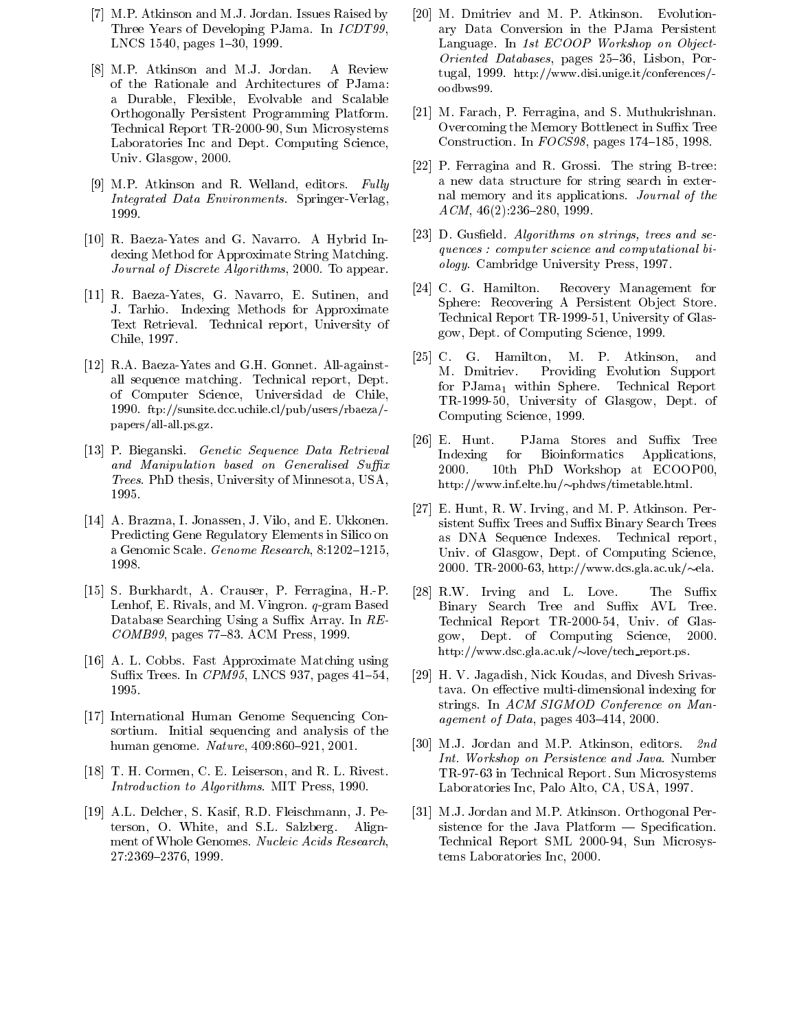[7] M.P. Atkinson and M.J. Jordan. Issues Raised by Three Years of Developing PJama. In *ICDT99*, LNCS 1540, pages 1–30, 1999.

[8] M.P. Atkinson and M.J. Jordan. A Review of the Rationale and Architectures of PJama: a Durable, Flexible, Evolvable and Scalable Orthogonally Persistent Programming Platform. Technical Report TR-2000-90, Sun Microsystems Laboratories Inc and Dept. Computing Science, Univ. Glasgow, 2000.

[9] M.P. Atkinson and R. Welland, editors. *Fully Integrated Data Environments*. Springer-Verlag, 1999.

[10] R. Baeza-Yates and G. Navarro. A Hybrid Indexing Method for Approximate String Matching. *Journal of Discrete Algorithms*, 2000. To appear.

[11] R. Baeza-Yates, G. Navarro, E. Sutinen, and J. Tarhio. Indexing Methods for Approximate Text Retrieval. Technical report, University of Chile, 1997.

[12] R.A. Baeza-Yates and G.H. Gonnet. All-against-all sequence matching. Technical report, Dept. of Computer Science, Universidad de Chile, 1990. ftp://sunsite.dcc.uchile.cl/pub/users/rbaeza/-papers/all-all.ps.gz.

[13] P. Bieganski. *Genetic Sequence Data Retrieval and Manipulation based on Generalised Suffix Trees*. PhD thesis, University of Minnesota, USA, 1995.

[14] A. Brazma, I. Jonassen, J. Vilo, and E. Ukkonen. Predicting Gene Regulatory Elements in Silico on a Genomic Scale. *Genome Research*, 8:1202–1215, 1998.

[15] S. Burkhardt, A. Crauser, P. Ferragina, H.-P. Lenhof, E. Rivals, and M. Vingron. *q*-gram Based Database Searching Using a Suffix Array. In *RECOMB99*, pages 77–83. ACM Press, 1999.

[16] A. L. Cobbs. Fast Approximate Matching using Suffix Trees. In *CPM95*, LNCS 937, pages 41–54, 1995.

[17] International Human Genome Sequencing Consortium. Initial sequencing and analysis of the human genome. *Nature*, 409:860–921, 2001.

[18] T. H. Cormen, C. E. Leiserson, and R. L. Rivest. *Introduction to Algorithms*. MIT Press, 1990.

[19] A.L. Delcher, S. Kasif, R.D. Fleischmann, J. Peterson, O. White, and S.L. Salzberg. Alignment of Whole Genomes. *Nucleic Acids Research*, 27:2369–2376, 1999.

[20] M. Dmitriev and M. P. Atkinson. Evolutionary Data Conversion in the PJama Persistent Language. In *1st ECOOP Workshop on Object-Oriented Databases*, pages 25–36, Lisbon, Portugal, 1999. http://www.disi.unige.it/conferences/-oodbws99.

[21] M. Farach, P. Ferragina, and S. Muthukrishnan. Overcoming the Memory Bottlenect in Suffix Tree Construction. In *FOCS98*, pages 174–185, 1998.

[22] P. Ferragina and R. Grossi. The string B-tree: a new data structure for string search in external memory and its applications. *Journal of the ACM*, 46(2):236–280, 1999.

[23] D. Gusfield. *Algorithms on strings, trees and sequences : computer science and computational biology*. Cambridge University Press, 1997.

[24] C. G. Hamilton. Recovery Management for Sphere: Recovering A Persistent Object Store. Technical Report TR-1999-51, University of Glasgow, Dept. of Computing Science, 1999.

[25] C. G. Hamilton, M. P. Atkinson, and M. Dmitriev. Providing Evolution Support for $\text{PJama}_1$ within Sphere. Technical Report TR-1999-50, University of Glasgow, Dept. of Computing Science, 1999.

[26] E. Hunt. PJama Stores and Suffix Tree Indexing for Bioinformatics Applications, 2000. 10th PhD Workshop at ECOOP00, http://www.inf.elte.hu/~phdws/timetable.html.

[27] E. Hunt, R. W. Irving, and M. P. Atkinson. Persistent Suffix Trees and Suffix Binary Search Trees as DNA Sequence Indexes. Technical report, Univ. of Glasgow, Dept. of Computing Science, 2000. TR-2000-63, http://www.dcs.gla.ac.uk/~ela.

[28] R.W. Irving and L. Love. The Suffix Binary Search Tree and Suffix AVL Tree. Technical Report TR-2000-54, Univ. of Glasgow, Dept. of Computing Science, 2000. http://www.dsc.gla.ac.uk/~love/tech_report.ps.

[29] H. V. Jagadish, Nick Koudas, and Divesh Srivastava. On effective multi-dimensional indexing for strings. In *ACM SIGMOD Conference on Management of Data*, pages 403–414, 2000.

[30] M.J. Jordan and M.P. Atkinson, editors. *2nd Int. Workshop on Persistence and Java*. Number TR-97-63 in Technical Report. Sun Microsystems Laboratories Inc, Palo Alto, CA, USA, 1997.

[31] M.J. Jordan and M.P. Atkinson. Orthogonal Persistence for the Java Platform — Specification. Technical Report SML 2000-94, Sun Microsystems Laboratories Inc, 2000.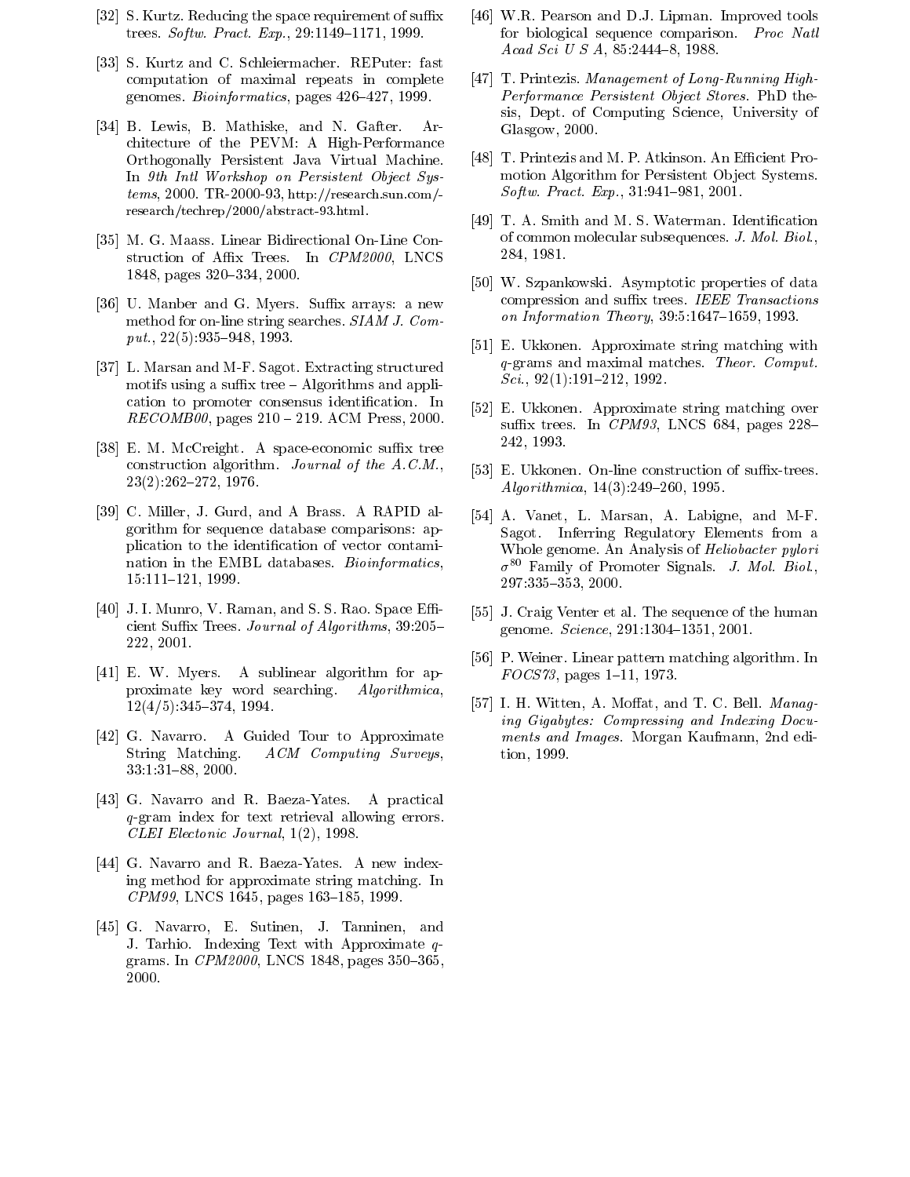[32] S. Kurtz. Reducing the space requirement of suffix trees. *Softw. Pract. Exp.*, 29:1149–1171, 1999.

[33] S. Kurtz and C. Schleiermacher. REPuter: fast computation of maximal repeats in complete genomes. *Bioinformatics*, pages 426–427, 1999.

[34] B. Lewis, B. Mathiske, and N. Gafter. Architecture of the PEVM: A High-Performance Orthogonally Persistent Java Virtual Machine. In *9th Intl Workshop on Persistent Object Systems*, 2000. TR-2000-93, http://research.sun.com/-research/techrep/2000/abstract-93.html.

[35] M. G. Maass. Linear Bidirectional On-Line Construction of Affix Trees. In *CPM2000*, LNCS 1848, pages 320–334, 2000.

[36] U. Manber and G. Myers. Suffix arrays: a new method for on-line string searches. *SIAM J. Comput.*, 22(5):935–948, 1993.

[37] L. Marsan and M-F. Sagot. Extracting structured motifs using a suffix tree – Algorithms and application to promoter consensus identification. In *RECOMB00*, pages 210 – 219. ACM Press, 2000.

[38] E. M. McCreight. A space-economic suffix tree construction algorithm. *Journal of the A.C.M.*, 23(2):262–272, 1976.

[39] C. Miller, J. Gurd, and A Brass. A RAPID algorithm for sequence database comparisons: application to the identification of vector contamination in the EMBL databases. *Bioinformatics*, 15:111–121, 1999.

[40] J. I. Munro, V. Raman, and S. S. Rao. Space Efficient Suffix Trees. *Journal of Algorithms*, 39:205–222, 2001.

[41] E. W. Myers. A sublinear algorithm for approximate key word searching. *Algorithmica*, 12(4/5):345–374, 1994.

[42] G. Navarro. A Guided Tour to Approximate String Matching. *ACM Computing Surveys*, 33:1:31–88, 2000.

[43] G. Navarro and R. Baeza-Yates. A practical $q$-gram index for text retrieval allowing errors. *CLEI Electonic Journal*, 1(2), 1998.

[44] G. Navarro and R. Baeza-Yates. A new indexing method for approximate string matching. In *CPM99*, LNCS 1645, pages 163–185, 1999.

[45] G. Navarro, E. Sutinen, J. Tanninen, and J. Tarhio. Indexing Text with Approximate $q$-grams. In *CPM2000*, LNCS 1848, pages 350–365, 2000.

[46] W.R. Pearson and D.J. Lipman. Improved tools for biological sequence comparison. *Proc Natl Acad Sci U S A*, 85:2444–8, 1988.

[47] T. Printezis. *Management of Long-Running High-Performance Persistent Object Stores.* PhD thesis, Dept. of Computing Science, University of Glasgow, 2000.

[48] T. Printezis and M. P. Atkinson. An Efficient Promotion Algorithm for Persistent Object Systems. *Softw. Pract. Exp.*, 31:941–981, 2001.

[49] T. A. Smith and M. S. Waterman. Identification of common molecular subsequences. *J. Mol. Biol.*, 284, 1981.

[50] W. Szpankowski. Asymptotic properties of data compression and suffix trees. *IEEE Transactions on Information Theory*, 39:5:1647–1659, 1993.

[51] E. Ukkonen. Approximate string matching with $q$-grams and maximal matches. *Theor. Comput. Sci.*, 92(1):191–212, 1992.

[52] E. Ukkonen. Approximate string matching over suffix trees. In *CPM93*, LNCS 684, pages 228–242, 1993.

[53] E. Ukkonen. On-line construction of suffix-trees. *Algorithmica*, 14(3):249–260, 1995.

[54] A. Vanet, L. Marsan, A. Labigne, and M-F. Sagot. Inferring Regulatory Elements from a Whole genome. An Analysis of *Heliobacter pylori* $\sigma^{80}$ Family of Promoter Signals. *J. Mol. Biol.*, 297:335–353, 2000.

[55] J. Craig Venter et al. The sequence of the human genome. *Science*, 291:1304–1351, 2001.

[56] P. Weiner. Linear pattern matching algorithm. In *FOCS73*, pages 1–11, 1973.

[57] I. H. Witten, A. Moffat, and T. C. Bell. *Managing Gigabytes: Compressing and Indexing Documents and Images.* Morgan Kaufmann, 2nd edition, 1999.